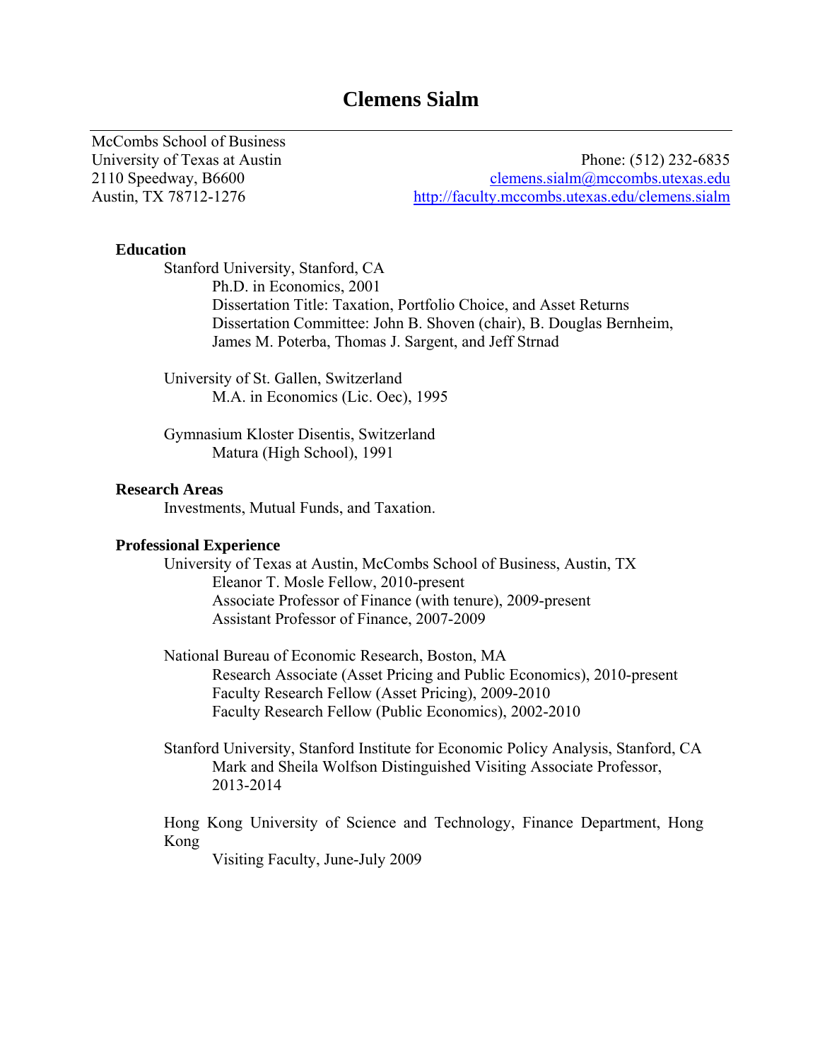# Clemens Sialm

McCombs School of Business
University of Texas at Austin
2110 Speedway, B6600
Austin, TX 78712-1276

Phone: (512) 232-6835
clemens.sialm@mccombs.utexas.edu
http://faculty.mccombs.utexas.edu/clemens.sialm

## Education

Stanford University, Stanford, CA
- Ph.D. in Economics, 2001
- Dissertation Title: Taxation, Portfolio Choice, and Asset Returns
- Dissertation Committee: John B. Shoven (chair), B. Douglas Bernheim, James M. Poterba, Thomas J. Sargent, and Jeff Strnad

University of St. Gallen, Switzerland
- M.A. in Economics (Lic. Oec), 1995

Gymnasium Kloster Disentis, Switzerland
- Matura (High School), 1991

## Research Areas

Investments, Mutual Funds, and Taxation.

## Professional Experience

University of Texas at Austin, McCombs School of Business, Austin, TX
- Eleanor T. Mosle Fellow, 2010-present
- Associate Professor of Finance (with tenure), 2009-present
- Assistant Professor of Finance, 2007-2009

National Bureau of Economic Research, Boston, MA
- Research Associate (Asset Pricing and Public Economics), 2010-present
- Faculty Research Fellow (Asset Pricing), 2009-2010
- Faculty Research Fellow (Public Economics), 2002-2010

Stanford University, Stanford Institute for Economic Policy Analysis, Stanford, CA
- Mark and Sheila Wolfson Distinguished Visiting Associate Professor, 2013-2014

Hong Kong University of Science and Technology, Finance Department, Hong Kong
- Visiting Faculty, June-July 2009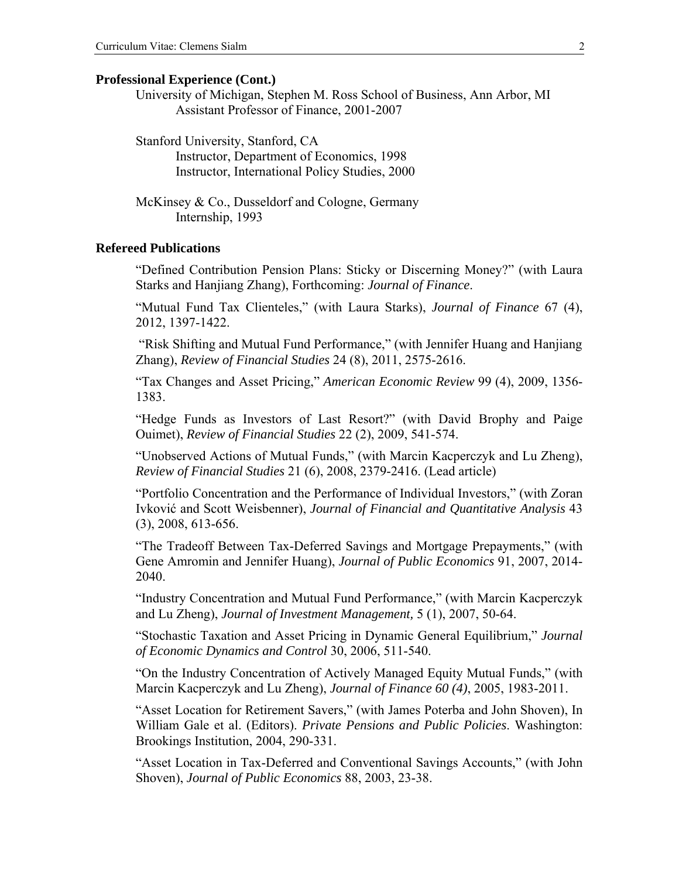**Professional Experience (Cont.)**

University of Michigan, Stephen M. Ross School of Business, Ann Arbor, MI
Assistant Professor of Finance, 2001-2007

Stanford University, Stanford, CA
Instructor, Department of Economics, 1998
Instructor, International Policy Studies, 2000

McKinsey & Co., Dusseldorf and Cologne, Germany
Internship, 1993

**Refereed Publications**

"Defined Contribution Pension Plans: Sticky or Discerning Money?" (with Laura Starks and Hanjiang Zhang), Forthcoming: *Journal of Finance*.

"Mutual Fund Tax Clienteles," (with Laura Starks), *Journal of Finance* 67 (4), 2012, 1397-1422.

"Risk Shifting and Mutual Fund Performance," (with Jennifer Huang and Hanjiang Zhang), *Review of Financial Studies* 24 (8), 2011, 2575-2616.

"Tax Changes and Asset Pricing," *American Economic Review* 99 (4), 2009, 1356-1383.

"Hedge Funds as Investors of Last Resort?" (with David Brophy and Paige Ouimet), *Review of Financial Studies* 22 (2), 2009, 541-574.

"Unobserved Actions of Mutual Funds," (with Marcin Kacperczyk and Lu Zheng), *Review of Financial Studies* 21 (6), 2008, 2379-2416. (Lead article)

"Portfolio Concentration and the Performance of Individual Investors," (with Zoran Ivković and Scott Weisbenner), *Journal of Financial and Quantitative Analysis* 43 (3), 2008, 613-656.

"The Tradeoff Between Tax-Deferred Savings and Mortgage Prepayments," (with Gene Amromin and Jennifer Huang), *Journal of Public Economics* 91, 2007, 2014-2040.

"Industry Concentration and Mutual Fund Performance," (with Marcin Kacperczyk and Lu Zheng), *Journal of Investment Management,* 5 (1), 2007, 50-64.

"Stochastic Taxation and Asset Pricing in Dynamic General Equilibrium," *Journal of Economic Dynamics and Control* 30, 2006, 511-540.

"On the Industry Concentration of Actively Managed Equity Mutual Funds," (with Marcin Kacperczyk and Lu Zheng), *Journal of Finance 60 (4)*, 2005, 1983-2011.

"Asset Location for Retirement Savers," (with James Poterba and John Shoven), In William Gale et al. (Editors). *Private Pensions and Public Policies*. Washington: Brookings Institution, 2004, 290-331.

"Asset Location in Tax-Deferred and Conventional Savings Accounts," (with John Shoven), *Journal of Public Economics* 88, 2003, 23-38.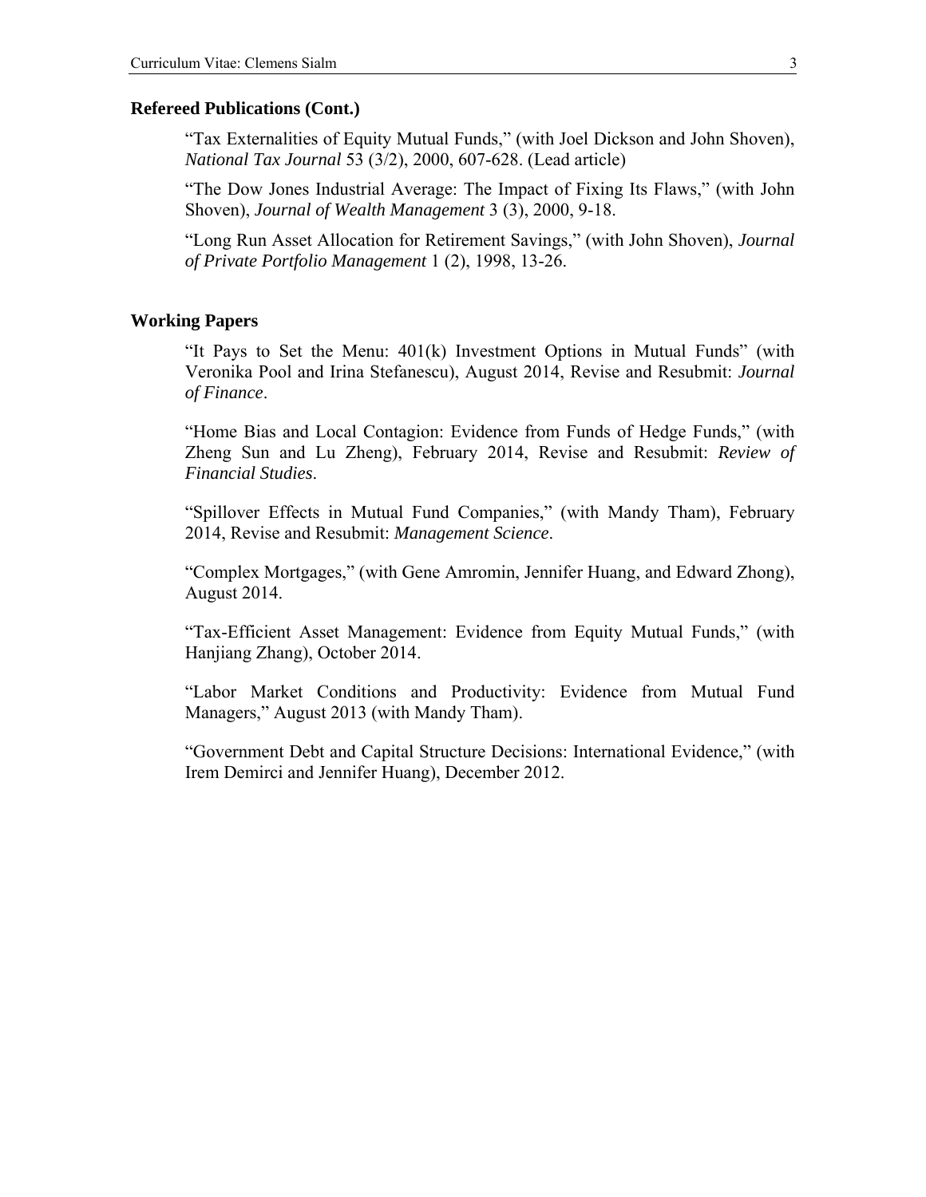### Refereed Publications (Cont.)

"Tax Externalities of Equity Mutual Funds," (with Joel Dickson and John Shoven), *National Tax Journal* 53 (3/2), 2000, 607-628. (Lead article)

"The Dow Jones Industrial Average: The Impact of Fixing Its Flaws," (with John Shoven), *Journal of Wealth Management* 3 (3), 2000, 9-18.

"Long Run Asset Allocation for Retirement Savings," (with John Shoven), *Journal of Private Portfolio Management* 1 (2), 1998, 13-26.

### Working Papers

"It Pays to Set the Menu: 401(k) Investment Options in Mutual Funds" (with Veronika Pool and Irina Stefanescu), August 2014, Revise and Resubmit: *Journal of Finance*.

"Home Bias and Local Contagion: Evidence from Funds of Hedge Funds," (with Zheng Sun and Lu Zheng), February 2014, Revise and Resubmit: *Review of Financial Studies*.

"Spillover Effects in Mutual Fund Companies," (with Mandy Tham), February 2014, Revise and Resubmit: *Management Science*.

"Complex Mortgages," (with Gene Amromin, Jennifer Huang, and Edward Zhong), August 2014.

"Tax-Efficient Asset Management: Evidence from Equity Mutual Funds," (with Hanjiang Zhang), October 2014.

"Labor Market Conditions and Productivity: Evidence from Mutual Fund Managers," August 2013 (with Mandy Tham).

"Government Debt and Capital Structure Decisions: International Evidence," (with Irem Demirci and Jennifer Huang), December 2012.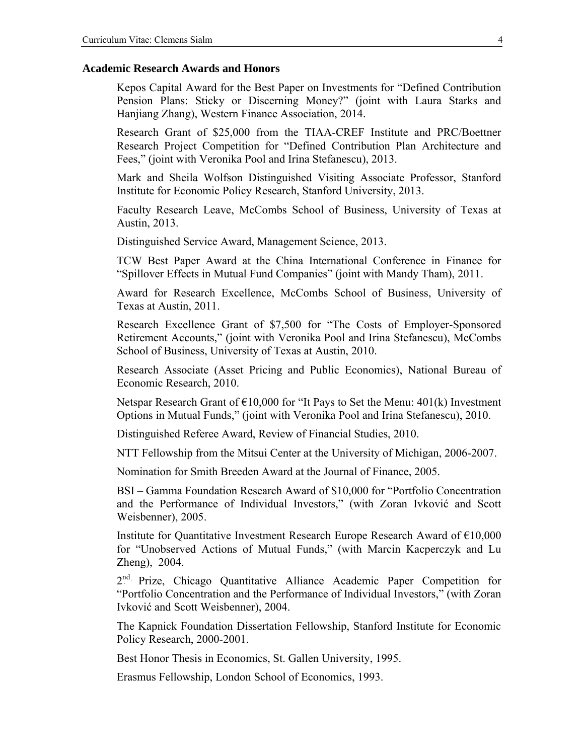**Academic Research Awards and Honors**

Kepos Capital Award for the Best Paper on Investments for "Defined Contribution Pension Plans: Sticky or Discerning Money?" (joint with Laura Starks and Hanjiang Zhang), Western Finance Association, 2014.

Research Grant of $25,000 from the TIAA-CREF Institute and PRC/Boettner Research Project Competition for "Defined Contribution Plan Architecture and Fees," (joint with Veronika Pool and Irina Stefanescu), 2013.

Mark and Sheila Wolfson Distinguished Visiting Associate Professor, Stanford Institute for Economic Policy Research, Stanford University, 2013.

Faculty Research Leave, McCombs School of Business, University of Texas at Austin, 2013.

Distinguished Service Award, Management Science, 2013.

TCW Best Paper Award at the China International Conference in Finance for "Spillover Effects in Mutual Fund Companies" (joint with Mandy Tham), 2011.

Award for Research Excellence, McCombs School of Business, University of Texas at Austin, 2011.

Research Excellence Grant of $7,500 for "The Costs of Employer-Sponsored Retirement Accounts," (joint with Veronika Pool and Irina Stefanescu), McCombs School of Business, University of Texas at Austin, 2010.

Research Associate (Asset Pricing and Public Economics), National Bureau of Economic Research, 2010.

Netspar Research Grant of €10,000 for "It Pays to Set the Menu: 401(k) Investment Options in Mutual Funds," (joint with Veronika Pool and Irina Stefanescu), 2010.

Distinguished Referee Award, Review of Financial Studies, 2010.

NTT Fellowship from the Mitsui Center at the University of Michigan, 2006-2007.

Nomination for Smith Breeden Award at the Journal of Finance, 2005.

BSI – Gamma Foundation Research Award of $10,000 for "Portfolio Concentration and the Performance of Individual Investors," (with Zoran Ivković and Scott Weisbenner), 2005.

Institute for Quantitative Investment Research Europe Research Award of €10,000 for "Unobserved Actions of Mutual Funds," (with Marcin Kacperczyk and Lu Zheng), 2004.

2nd Prize, Chicago Quantitative Alliance Academic Paper Competition for "Portfolio Concentration and the Performance of Individual Investors," (with Zoran Ivković and Scott Weisbenner), 2004.

The Kapnick Foundation Dissertation Fellowship, Stanford Institute for Economic Policy Research, 2000-2001.

Best Honor Thesis in Economics, St. Gallen University, 1995.

Erasmus Fellowship, London School of Economics, 1993.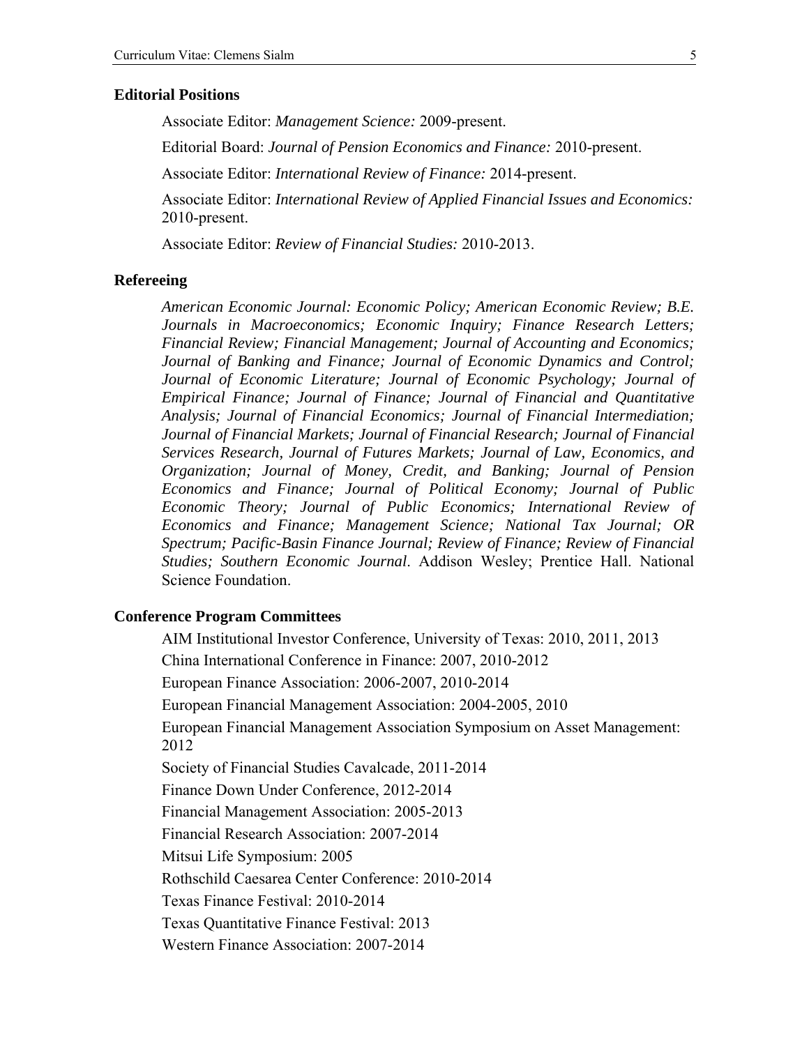### Editorial Positions

Associate Editor: *Management Science:* 2009-present.

Editorial Board: *Journal of Pension Economics and Finance:* 2010-present.

Associate Editor: *International Review of Finance:* 2014-present.

Associate Editor: *International Review of Applied Financial Issues and Economics:* 2010-present.

Associate Editor: *Review of Financial Studies:* 2010-2013.

### Refereeing

*American Economic Journal: Economic Policy; American Economic Review; B.E. Journals in Macroeconomics; Economic Inquiry; Finance Research Letters; Financial Review; Financial Management; Journal of Accounting and Economics; Journal of Banking and Finance; Journal of Economic Dynamics and Control; Journal of Economic Literature; Journal of Economic Psychology; Journal of Empirical Finance; Journal of Finance; Journal of Financial and Quantitative Analysis; Journal of Financial Economics; Journal of Financial Intermediation; Journal of Financial Markets; Journal of Financial Research; Journal of Financial Services Research, Journal of Futures Markets; Journal of Law, Economics, and Organization; Journal of Money, Credit, and Banking; Journal of Pension Economics and Finance; Journal of Political Economy; Journal of Public Economic Theory; Journal of Public Economics; International Review of Economics and Finance; Management Science; National Tax Journal; OR Spectrum; Pacific-Basin Finance Journal; Review of Finance; Review of Financial Studies; Southern Economic Journal*. Addison Wesley; Prentice Hall. National Science Foundation.

### Conference Program Committees

AIM Institutional Investor Conference, University of Texas: 2010, 2011, 2013

China International Conference in Finance: 2007, 2010-2012

European Finance Association: 2006-2007, 2010-2014

European Financial Management Association: 2004-2005, 2010

European Financial Management Association Symposium on Asset Management: 2012

Society of Financial Studies Cavalcade, 2011-2014

Finance Down Under Conference, 2012-2014

Financial Management Association: 2005-2013

Financial Research Association: 2007-2014

Mitsui Life Symposium: 2005

Rothschild Caesarea Center Conference: 2010-2014

Texas Finance Festival: 2010-2014

Texas Quantitative Finance Festival: 2013

Western Finance Association: 2007-2014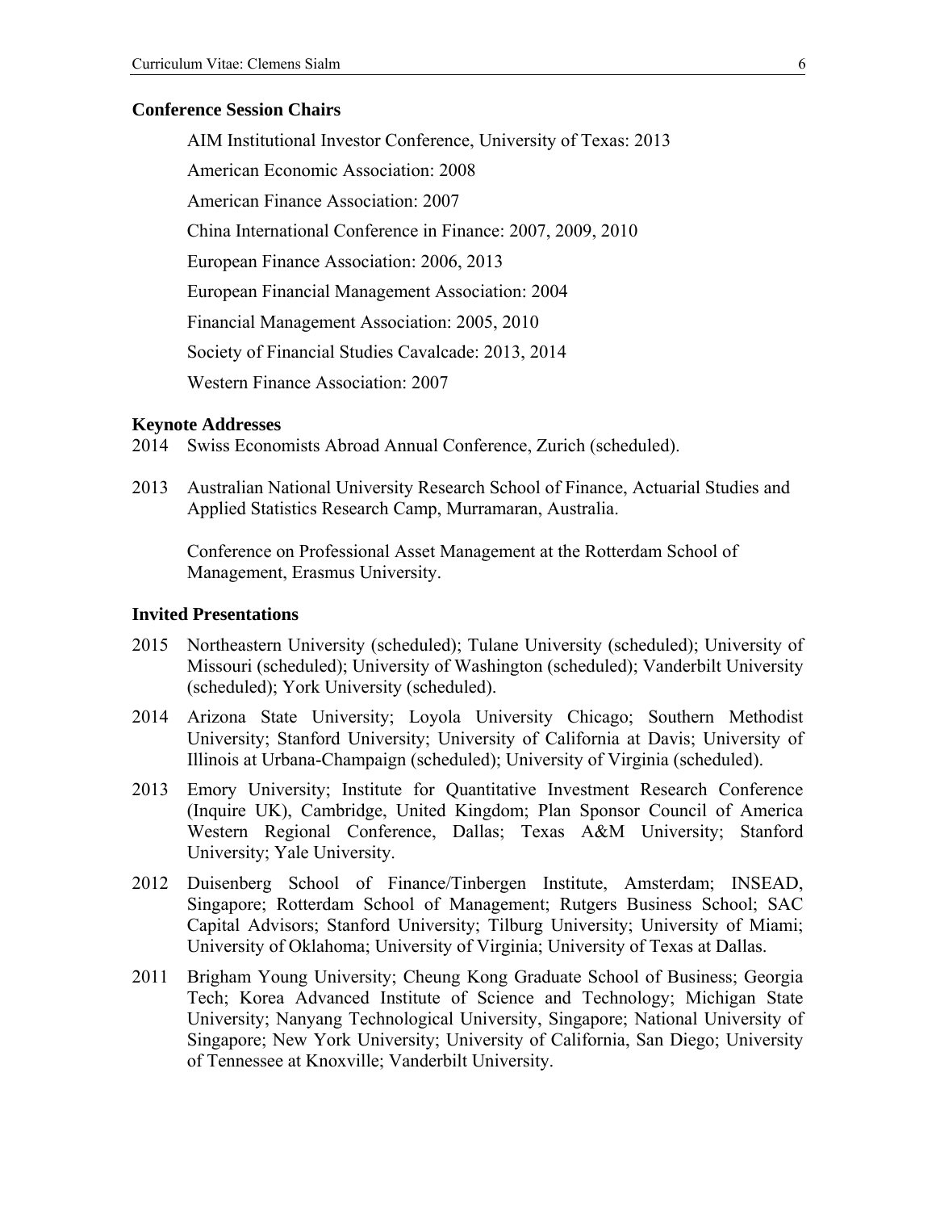### Conference Session Chairs

AIM Institutional Investor Conference, University of Texas: 2013

American Economic Association: 2008

American Finance Association: 2007

China International Conference in Finance: 2007, 2009, 2010

European Finance Association: 2006, 2013

European Financial Management Association: 2004

Financial Management Association: 2005, 2010

Society of Financial Studies Cavalcade: 2013, 2014

Western Finance Association: 2007

### Keynote Addresses

2014 Swiss Economists Abroad Annual Conference, Zurich (scheduled).

2013 Australian National University Research School of Finance, Actuarial Studies and Applied Statistics Research Camp, Murramaran, Australia.

Conference on Professional Asset Management at the Rotterdam School of Management, Erasmus University.

### Invited Presentations

2015 Northeastern University (scheduled); Tulane University (scheduled); University of Missouri (scheduled); University of Washington (scheduled); Vanderbilt University (scheduled); York University (scheduled).

2014 Arizona State University; Loyola University Chicago; Southern Methodist University; Stanford University; University of California at Davis; University of Illinois at Urbana-Champaign (scheduled); University of Virginia (scheduled).

2013 Emory University; Institute for Quantitative Investment Research Conference (Inquire UK), Cambridge, United Kingdom; Plan Sponsor Council of America Western Regional Conference, Dallas; Texas A&M University; Stanford University; Yale University.

2012 Duisenberg School of Finance/Tinbergen Institute, Amsterdam; INSEAD, Singapore; Rotterdam School of Management; Rutgers Business School; SAC Capital Advisors; Stanford University; Tilburg University; University of Miami; University of Oklahoma; University of Virginia; University of Texas at Dallas.

2011 Brigham Young University; Cheung Kong Graduate School of Business; Georgia Tech; Korea Advanced Institute of Science and Technology; Michigan State University; Nanyang Technological University, Singapore; National University of Singapore; New York University; University of California, San Diego; University of Tennessee at Knoxville; Vanderbilt University.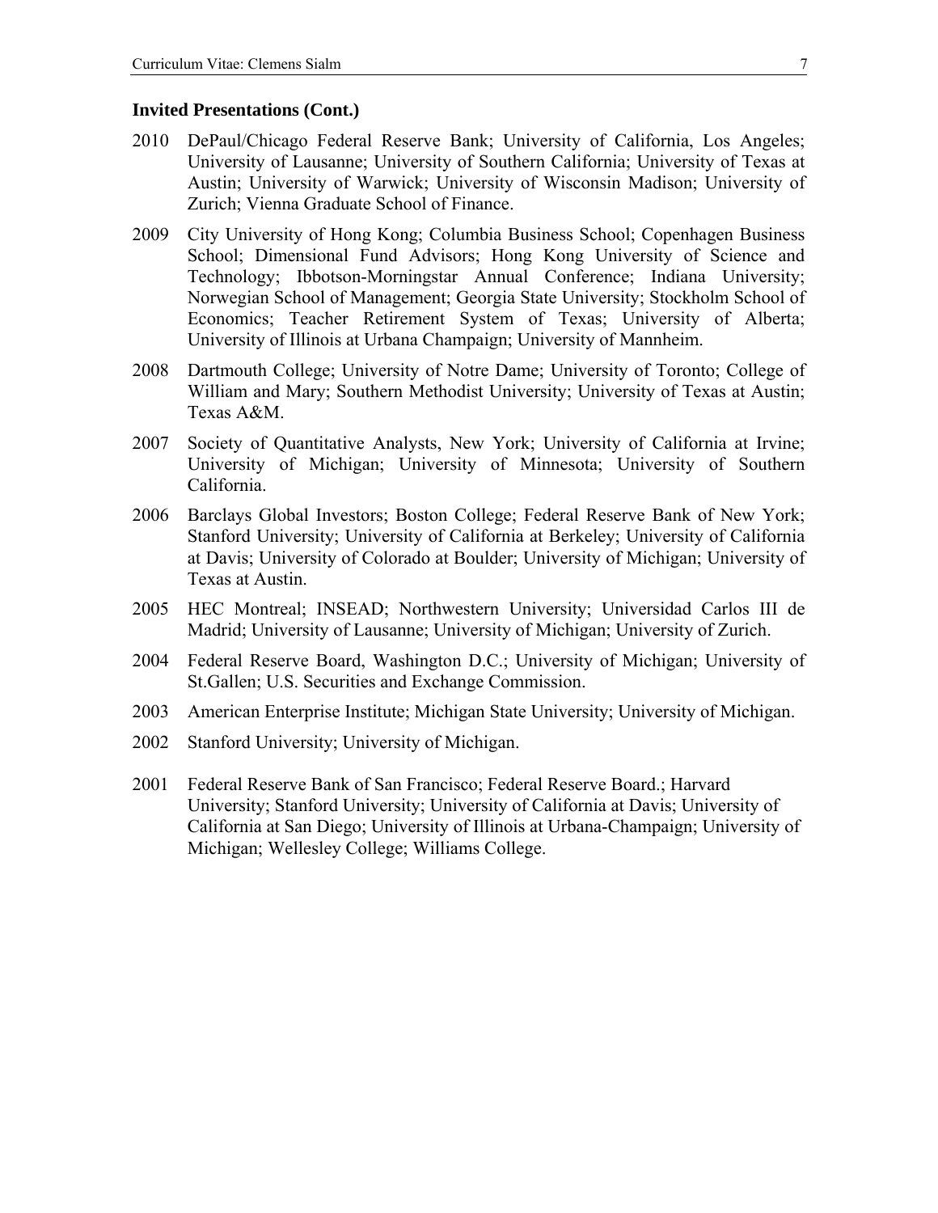**Invited Presentations (Cont.)**

2010 DePaul/Chicago Federal Reserve Bank; University of California, Los Angeles; University of Lausanne; University of Southern California; University of Texas at Austin; University of Warwick; University of Wisconsin Madison; University of Zurich; Vienna Graduate School of Finance.

2009 City University of Hong Kong; Columbia Business School; Copenhagen Business School; Dimensional Fund Advisors; Hong Kong University of Science and Technology; Ibbotson-Morningstar Annual Conference; Indiana University; Norwegian School of Management; Georgia State University; Stockholm School of Economics; Teacher Retirement System of Texas; University of Alberta; University of Illinois at Urbana Champaign; University of Mannheim.

2008 Dartmouth College; University of Notre Dame; University of Toronto; College of William and Mary; Southern Methodist University; University of Texas at Austin; Texas A&M.

2007 Society of Quantitative Analysts, New York; University of California at Irvine; University of Michigan; University of Minnesota; University of Southern California.

2006 Barclays Global Investors; Boston College; Federal Reserve Bank of New York; Stanford University; University of California at Berkeley; University of California at Davis; University of Colorado at Boulder; University of Michigan; University of Texas at Austin.

2005 HEC Montreal; INSEAD; Northwestern University; Universidad Carlos III de Madrid; University of Lausanne; University of Michigan; University of Zurich.

2004 Federal Reserve Board, Washington D.C.; University of Michigan; University of St.Gallen; U.S. Securities and Exchange Commission.

2003 American Enterprise Institute; Michigan State University; University of Michigan.

2002 Stanford University; University of Michigan.

2001 Federal Reserve Bank of San Francisco; Federal Reserve Board.; Harvard University; Stanford University; University of California at Davis; University of California at San Diego; University of Illinois at Urbana-Champaign; University of Michigan; Wellesley College; Williams College.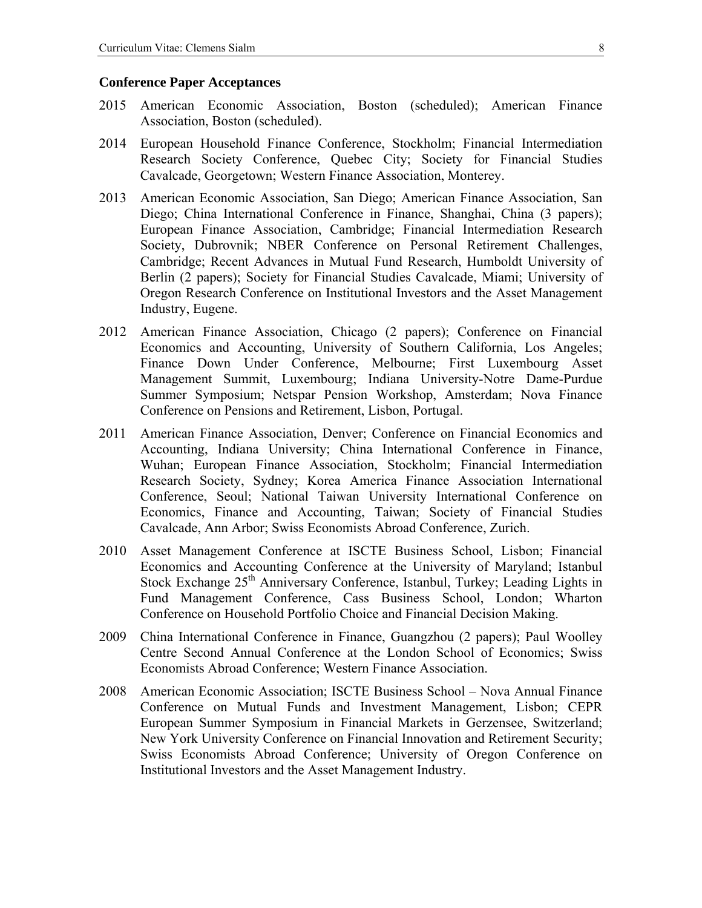### Conference Paper Acceptances

2015 American Economic Association, Boston (scheduled); American Finance Association, Boston (scheduled).

2014 European Household Finance Conference, Stockholm; Financial Intermediation Research Society Conference, Quebec City; Society for Financial Studies Cavalcade, Georgetown; Western Finance Association, Monterey.

2013 American Economic Association, San Diego; American Finance Association, San Diego; China International Conference in Finance, Shanghai, China (3 papers); European Finance Association, Cambridge; Financial Intermediation Research Society, Dubrovnik; NBER Conference on Personal Retirement Challenges, Cambridge; Recent Advances in Mutual Fund Research, Humboldt University of Berlin (2 papers); Society for Financial Studies Cavalcade, Miami; University of Oregon Research Conference on Institutional Investors and the Asset Management Industry, Eugene.

2012 American Finance Association, Chicago (2 papers); Conference on Financial Economics and Accounting, University of Southern California, Los Angeles; Finance Down Under Conference, Melbourne; First Luxembourg Asset Management Summit, Luxembourg; Indiana University-Notre Dame-Purdue Summer Symposium; Netspar Pension Workshop, Amsterdam; Nova Finance Conference on Pensions and Retirement, Lisbon, Portugal.

2011 American Finance Association, Denver; Conference on Financial Economics and Accounting, Indiana University; China International Conference in Finance, Wuhan; European Finance Association, Stockholm; Financial Intermediation Research Society, Sydney; Korea America Finance Association International Conference, Seoul; National Taiwan University International Conference on Economics, Finance and Accounting, Taiwan; Society of Financial Studies Cavalcade, Ann Arbor; Swiss Economists Abroad Conference, Zurich.

2010 Asset Management Conference at ISCTE Business School, Lisbon; Financial Economics and Accounting Conference at the University of Maryland; Istanbul Stock Exchange 25th Anniversary Conference, Istanbul, Turkey; Leading Lights in Fund Management Conference, Cass Business School, London; Wharton Conference on Household Portfolio Choice and Financial Decision Making.

2009 China International Conference in Finance, Guangzhou (2 papers); Paul Woolley Centre Second Annual Conference at the London School of Economics; Swiss Economists Abroad Conference; Western Finance Association.

2008 American Economic Association; ISCTE Business School – Nova Annual Finance Conference on Mutual Funds and Investment Management, Lisbon; CEPR European Summer Symposium in Financial Markets in Gerzensee, Switzerland; New York University Conference on Financial Innovation and Retirement Security; Swiss Economists Abroad Conference; University of Oregon Conference on Institutional Investors and the Asset Management Industry.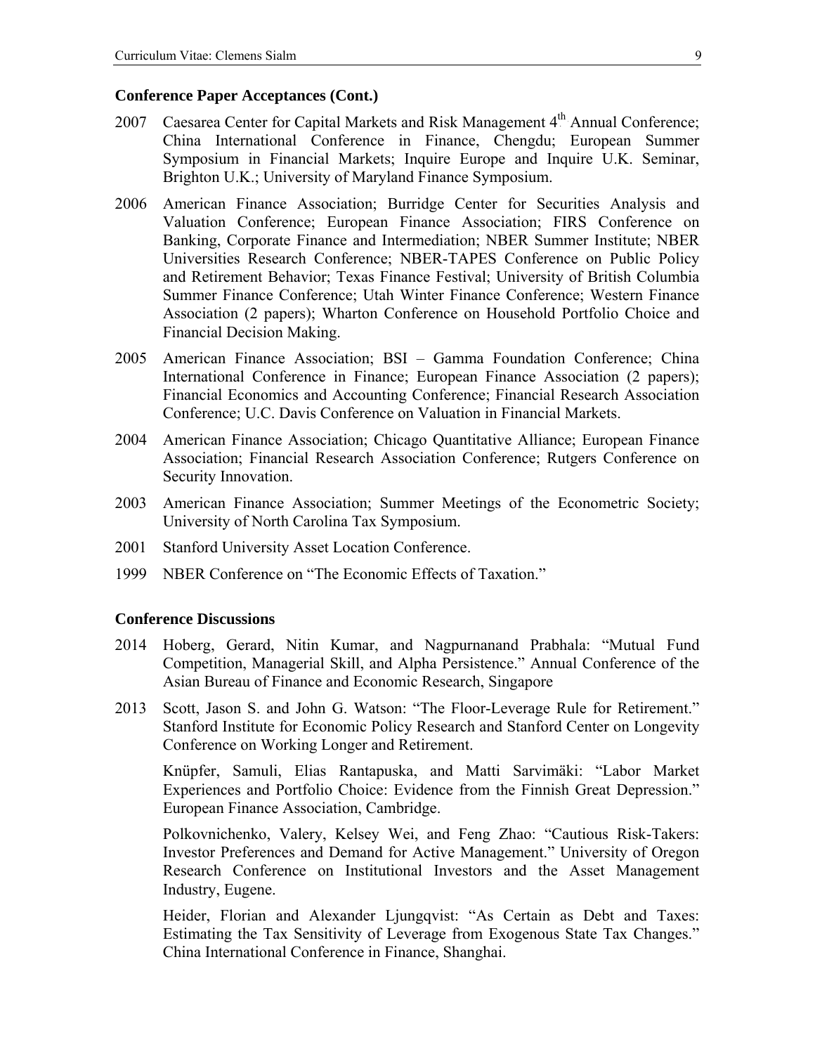### Conference Paper Acceptances (Cont.)

2007 Caesarea Center for Capital Markets and Risk Management 4th Annual Conference; China International Conference in Finance, Chengdu; European Summer Symposium in Financial Markets; Inquire Europe and Inquire U.K. Seminar, Brighton U.K.; University of Maryland Finance Symposium.

2006 American Finance Association; Burridge Center for Securities Analysis and Valuation Conference; European Finance Association; FIRS Conference on Banking, Corporate Finance and Intermediation; NBER Summer Institute; NBER Universities Research Conference; NBER-TAPES Conference on Public Policy and Retirement Behavior; Texas Finance Festival; University of British Columbia Summer Finance Conference; Utah Winter Finance Conference; Western Finance Association (2 papers); Wharton Conference on Household Portfolio Choice and Financial Decision Making.

2005 American Finance Association; BSI – Gamma Foundation Conference; China International Conference in Finance; European Finance Association (2 papers); Financial Economics and Accounting Conference; Financial Research Association Conference; U.C. Davis Conference on Valuation in Financial Markets.

2004 American Finance Association; Chicago Quantitative Alliance; European Finance Association; Financial Research Association Conference; Rutgers Conference on Security Innovation.

2003 American Finance Association; Summer Meetings of the Econometric Society; University of North Carolina Tax Symposium.

2001 Stanford University Asset Location Conference.

1999 NBER Conference on "The Economic Effects of Taxation."

### Conference Discussions

2014 Hoberg, Gerard, Nitin Kumar, and Nagpurnanand Prabhala: "Mutual Fund Competition, Managerial Skill, and Alpha Persistence." Annual Conference of the Asian Bureau of Finance and Economic Research, Singapore

2013 Scott, Jason S. and John G. Watson: "The Floor-Leverage Rule for Retirement." Stanford Institute for Economic Policy Research and Stanford Center on Longevity Conference on Working Longer and Retirement.

Knüpfer, Samuli, Elias Rantapuska, and Matti Sarvimäki: "Labor Market Experiences and Portfolio Choice: Evidence from the Finnish Great Depression." European Finance Association, Cambridge.

Polkovnichenko, Valery, Kelsey Wei, and Feng Zhao: "Cautious Risk-Takers: Investor Preferences and Demand for Active Management." University of Oregon Research Conference on Institutional Investors and the Asset Management Industry, Eugene.

Heider, Florian and Alexander Ljungqvist: "As Certain as Debt and Taxes: Estimating the Tax Sensitivity of Leverage from Exogenous State Tax Changes." China International Conference in Finance, Shanghai.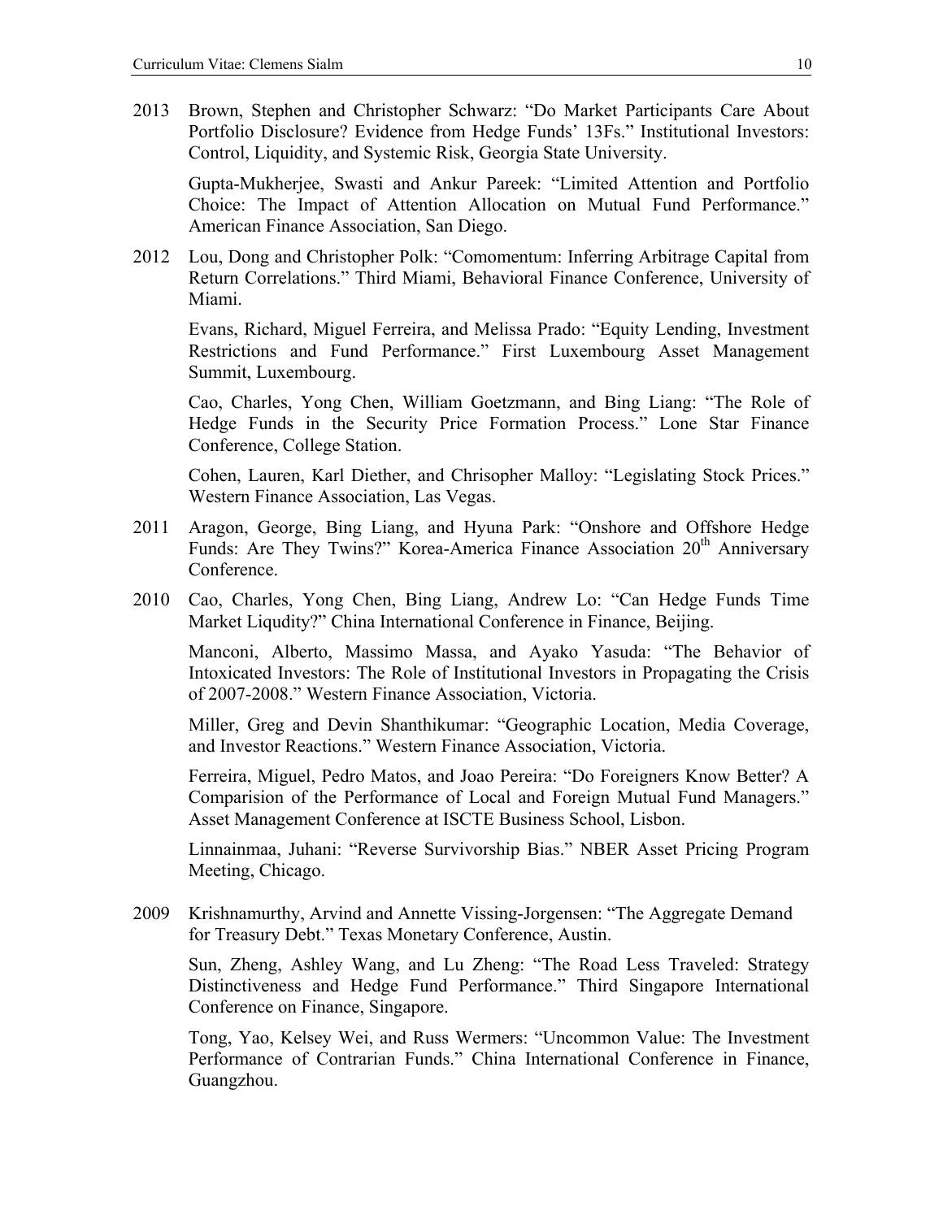2013 Brown, Stephen and Christopher Schwarz: "Do Market Participants Care About Portfolio Disclosure? Evidence from Hedge Funds' 13Fs." Institutional Investors: Control, Liquidity, and Systemic Risk, Georgia State University.

Gupta-Mukherjee, Swasti and Ankur Pareek: "Limited Attention and Portfolio Choice: The Impact of Attention Allocation on Mutual Fund Performance." American Finance Association, San Diego.

2012 Lou, Dong and Christopher Polk: "Comomentum: Inferring Arbitrage Capital from Return Correlations." Third Miami, Behavioral Finance Conference, University of Miami.

Evans, Richard, Miguel Ferreira, and Melissa Prado: "Equity Lending, Investment Restrictions and Fund Performance." First Luxembourg Asset Management Summit, Luxembourg.

Cao, Charles, Yong Chen, William Goetzmann, and Bing Liang: "The Role of Hedge Funds in the Security Price Formation Process." Lone Star Finance Conference, College Station.

Cohen, Lauren, Karl Diether, and Chrisopher Malloy: "Legislating Stock Prices." Western Finance Association, Las Vegas.

2011 Aragon, George, Bing Liang, and Hyuna Park: "Onshore and Offshore Hedge Funds: Are They Twins?" Korea-America Finance Association 20th Anniversary Conference.

2010 Cao, Charles, Yong Chen, Bing Liang, Andrew Lo: "Can Hedge Funds Time Market Liqudity?" China International Conference in Finance, Beijing.

Manconi, Alberto, Massimo Massa, and Ayako Yasuda: "The Behavior of Intoxicated Investors: The Role of Institutional Investors in Propagating the Crisis of 2007-2008." Western Finance Association, Victoria.

Miller, Greg and Devin Shanthikumar: "Geographic Location, Media Coverage, and Investor Reactions." Western Finance Association, Victoria.

Ferreira, Miguel, Pedro Matos, and Joao Pereira: "Do Foreigners Know Better? A Comparision of the Performance of Local and Foreign Mutual Fund Managers." Asset Management Conference at ISCTE Business School, Lisbon.

Linnainmaa, Juhani: "Reverse Survivorship Bias." NBER Asset Pricing Program Meeting, Chicago.

2009 Krishnamurthy, Arvind and Annette Vissing-Jorgensen: "The Aggregate Demand for Treasury Debt." Texas Monetary Conference, Austin.

Sun, Zheng, Ashley Wang, and Lu Zheng: "The Road Less Traveled: Strategy Distinctiveness and Hedge Fund Performance." Third Singapore International Conference on Finance, Singapore.

Tong, Yao, Kelsey Wei, and Russ Wermers: "Uncommon Value: The Investment Performance of Contrarian Funds." China International Conference in Finance, Guangzhou.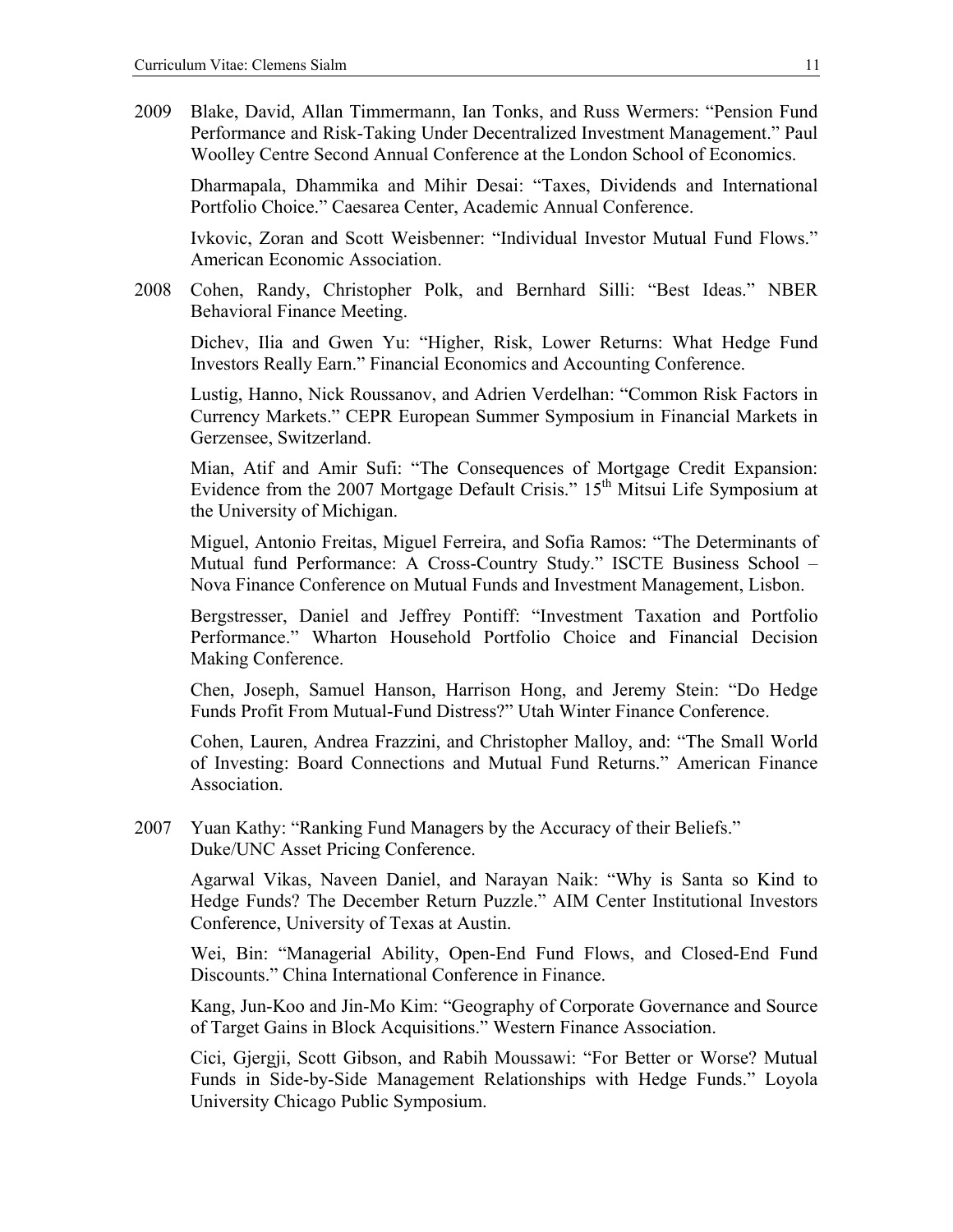2009 Blake, David, Allan Timmermann, Ian Tonks, and Russ Wermers: "Pension Fund Performance and Risk-Taking Under Decentralized Investment Management." Paul Woolley Centre Second Annual Conference at the London School of Economics.

Dharmapala, Dhammika and Mihir Desai: "Taxes, Dividends and International Portfolio Choice." Caesarea Center, Academic Annual Conference.

Ivkovic, Zoran and Scott Weisbenner: "Individual Investor Mutual Fund Flows." American Economic Association.

2008 Cohen, Randy, Christopher Polk, and Bernhard Silli: "Best Ideas." NBER Behavioral Finance Meeting.

Dichev, Ilia and Gwen Yu: "Higher, Risk, Lower Returns: What Hedge Fund Investors Really Earn." Financial Economics and Accounting Conference.

Lustig, Hanno, Nick Roussanov, and Adrien Verdelhan: "Common Risk Factors in Currency Markets." CEPR European Summer Symposium in Financial Markets in Gerzensee, Switzerland.

Mian, Atif and Amir Sufi: "The Consequences of Mortgage Credit Expansion: Evidence from the 2007 Mortgage Default Crisis." 15th Mitsui Life Symposium at the University of Michigan.

Miguel, Antonio Freitas, Miguel Ferreira, and Sofia Ramos: "The Determinants of Mutual fund Performance: A Cross-Country Study." ISCTE Business School – Nova Finance Conference on Mutual Funds and Investment Management, Lisbon.

Bergstresser, Daniel and Jeffrey Pontiff: "Investment Taxation and Portfolio Performance." Wharton Household Portfolio Choice and Financial Decision Making Conference.

Chen, Joseph, Samuel Hanson, Harrison Hong, and Jeremy Stein: "Do Hedge Funds Profit From Mutual-Fund Distress?" Utah Winter Finance Conference.

Cohen, Lauren, Andrea Frazzini, and Christopher Malloy, and: "The Small World of Investing: Board Connections and Mutual Fund Returns." American Finance Association.

2007 Yuan Kathy: "Ranking Fund Managers by the Accuracy of their Beliefs." Duke/UNC Asset Pricing Conference.

Agarwal Vikas, Naveen Daniel, and Narayan Naik: "Why is Santa so Kind to Hedge Funds? The December Return Puzzle." AIM Center Institutional Investors Conference, University of Texas at Austin.

Wei, Bin: "Managerial Ability, Open-End Fund Flows, and Closed-End Fund Discounts." China International Conference in Finance.

Kang, Jun-Koo and Jin-Mo Kim: "Geography of Corporate Governance and Source of Target Gains in Block Acquisitions." Western Finance Association.

Cici, Gjergji, Scott Gibson, and Rabih Moussawi: "For Better or Worse? Mutual Funds in Side-by-Side Management Relationships with Hedge Funds." Loyola University Chicago Public Symposium.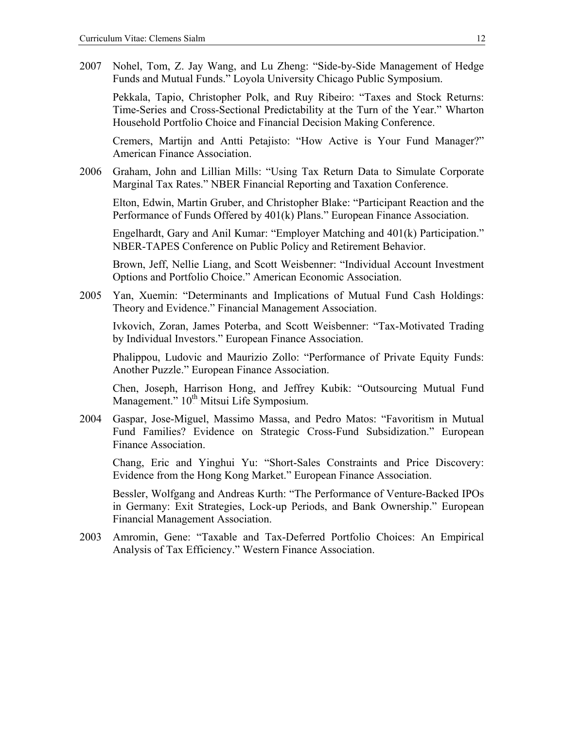2007 Nohel, Tom, Z. Jay Wang, and Lu Zheng: "Side-by-Side Management of Hedge Funds and Mutual Funds." Loyola University Chicago Public Symposium.

Pekkala, Tapio, Christopher Polk, and Ruy Ribeiro: "Taxes and Stock Returns: Time-Series and Cross-Sectional Predictability at the Turn of the Year." Wharton Household Portfolio Choice and Financial Decision Making Conference.

Cremers, Martijn and Antti Petajisto: "How Active is Your Fund Manager?" American Finance Association.

2006 Graham, John and Lillian Mills: "Using Tax Return Data to Simulate Corporate Marginal Tax Rates." NBER Financial Reporting and Taxation Conference.

Elton, Edwin, Martin Gruber, and Christopher Blake: "Participant Reaction and the Performance of Funds Offered by 401(k) Plans." European Finance Association.

Engelhardt, Gary and Anil Kumar: "Employer Matching and 401(k) Participation." NBER-TAPES Conference on Public Policy and Retirement Behavior.

Brown, Jeff, Nellie Liang, and Scott Weisbenner: "Individual Account Investment Options and Portfolio Choice." American Economic Association.

2005 Yan, Xuemin: "Determinants and Implications of Mutual Fund Cash Holdings: Theory and Evidence." Financial Management Association.

Ivkovich, Zoran, James Poterba, and Scott Weisbenner: "Tax-Motivated Trading by Individual Investors." European Finance Association.

Phalippou, Ludovic and Maurizio Zollo: "Performance of Private Equity Funds: Another Puzzle." European Finance Association.

Chen, Joseph, Harrison Hong, and Jeffrey Kubik: "Outsourcing Mutual Fund Management." 10th Mitsui Life Symposium.

2004 Gaspar, Jose-Miguel, Massimo Massa, and Pedro Matos: "Favoritism in Mutual Fund Families? Evidence on Strategic Cross-Fund Subsidization." European Finance Association.

Chang, Eric and Yinghui Yu: "Short-Sales Constraints and Price Discovery: Evidence from the Hong Kong Market." European Finance Association.

Bessler, Wolfgang and Andreas Kurth: "The Performance of Venture-Backed IPOs in Germany: Exit Strategies, Lock-up Periods, and Bank Ownership." European Financial Management Association.

2003 Amromin, Gene: "Taxable and Tax-Deferred Portfolio Choices: An Empirical Analysis of Tax Efficiency." Western Finance Association.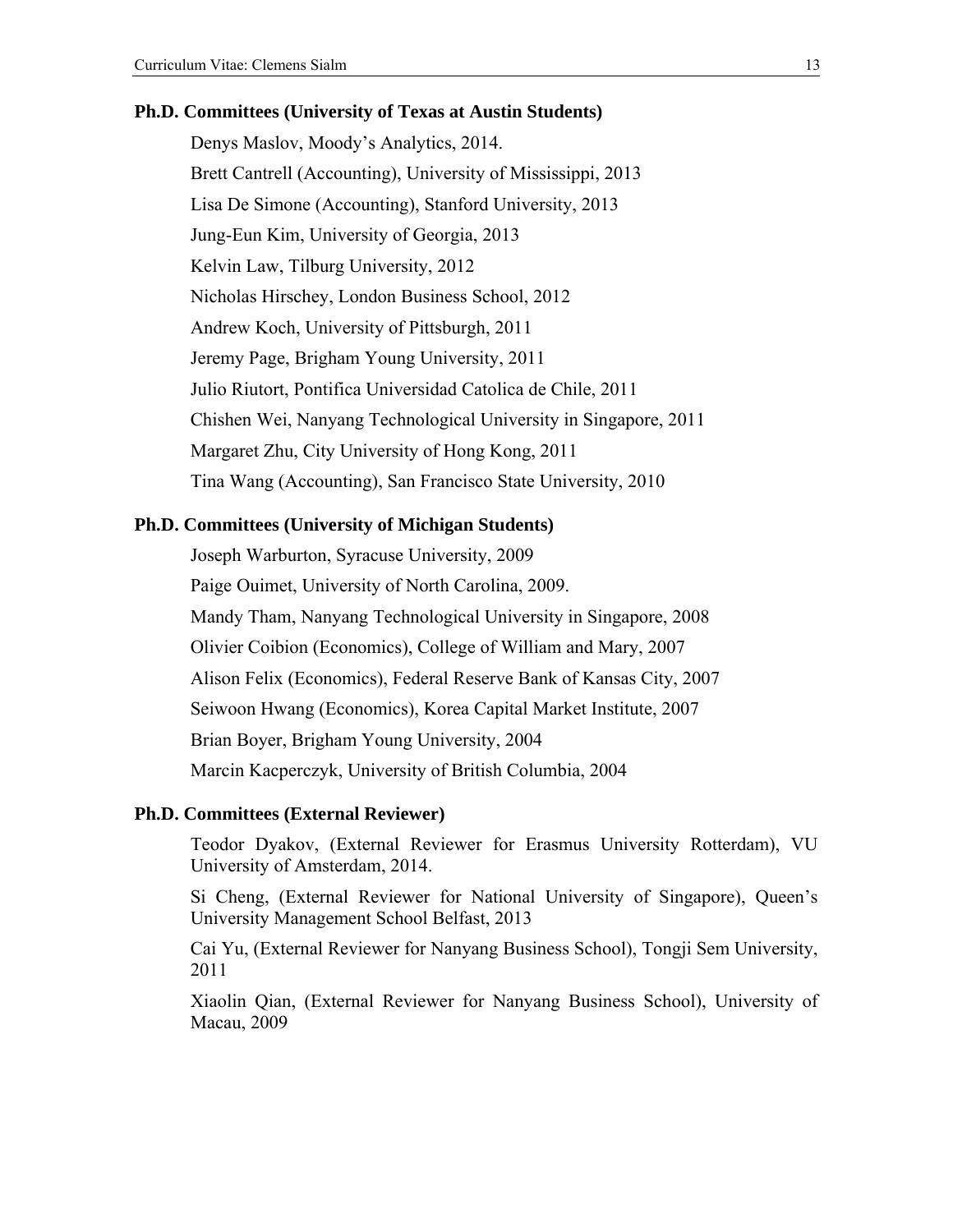### Ph.D. Committees (University of Texas at Austin Students)

Denys Maslov, Moody's Analytics, 2014.

Brett Cantrell (Accounting), University of Mississippi, 2013

Lisa De Simone (Accounting), Stanford University, 2013

Jung-Eun Kim, University of Georgia, 2013

Kelvin Law, Tilburg University, 2012

Nicholas Hirschey, London Business School, 2012

Andrew Koch, University of Pittsburgh, 2011

Jeremy Page, Brigham Young University, 2011

Julio Riutort, Pontifica Universidad Catolica de Chile, 2011

Chishen Wei, Nanyang Technological University in Singapore, 2011

Margaret Zhu, City University of Hong Kong, 2011

Tina Wang (Accounting), San Francisco State University, 2010

### Ph.D. Committees (University of Michigan Students)

Joseph Warburton, Syracuse University, 2009

Paige Ouimet, University of North Carolina, 2009.

Mandy Tham, Nanyang Technological University in Singapore, 2008

Olivier Coibion (Economics), College of William and Mary, 2007

Alison Felix (Economics), Federal Reserve Bank of Kansas City, 2007

Seiwoon Hwang (Economics), Korea Capital Market Institute, 2007

Brian Boyer, Brigham Young University, 2004

Marcin Kacperczyk, University of British Columbia, 2004

### Ph.D. Committees (External Reviewer)

Teodor Dyakov, (External Reviewer for Erasmus University Rotterdam), VU University of Amsterdam, 2014.

Si Cheng, (External Reviewer for National University of Singapore), Queen's University Management School Belfast, 2013

Cai Yu, (External Reviewer for Nanyang Business School), Tongji Sem University, 2011

Xiaolin Qian, (External Reviewer for Nanyang Business School), University of Macau, 2009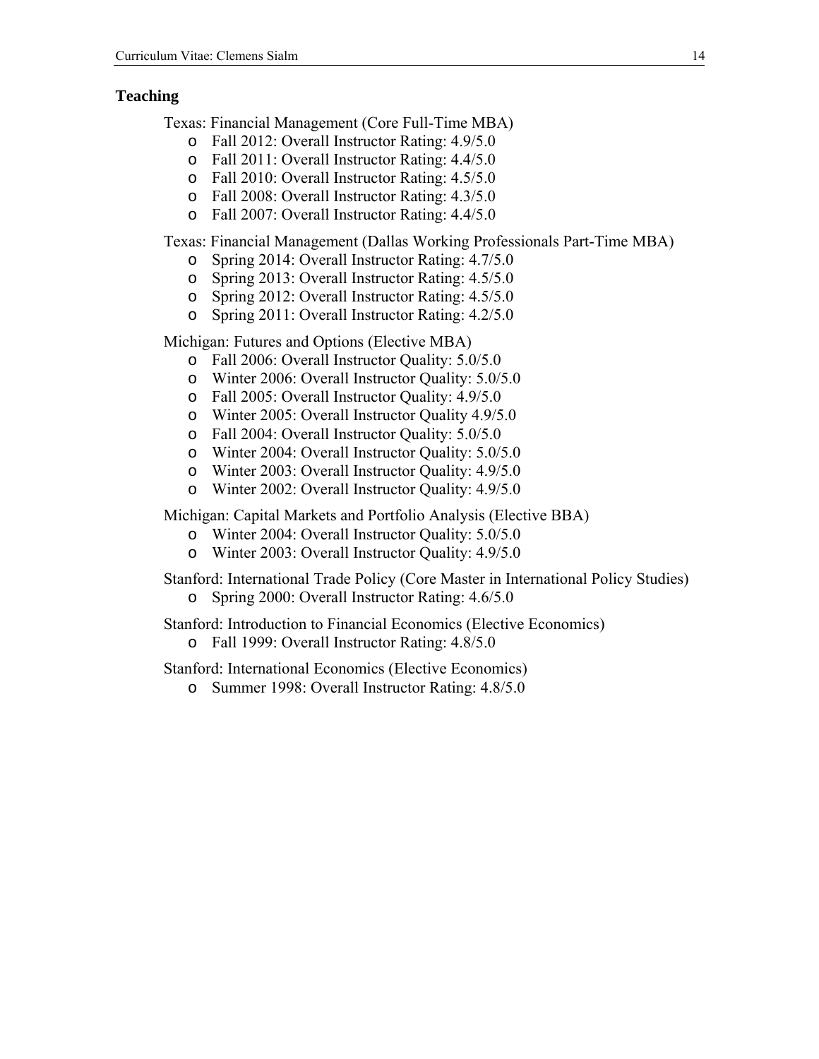### Teaching

Texas: Financial Management (Core Full-Time MBA)

- Fall 2012: Overall Instructor Rating: 4.9/5.0
- Fall 2011: Overall Instructor Rating: 4.4/5.0
- Fall 2010: Overall Instructor Rating: 4.5/5.0
- Fall 2008: Overall Instructor Rating: 4.3/5.0
- Fall 2007: Overall Instructor Rating: 4.4/5.0

Texas: Financial Management (Dallas Working Professionals Part-Time MBA)

- Spring 2014: Overall Instructor Rating: 4.7/5.0
- Spring 2013: Overall Instructor Rating: 4.5/5.0
- Spring 2012: Overall Instructor Rating: 4.5/5.0
- Spring 2011: Overall Instructor Rating: 4.2/5.0

Michigan: Futures and Options (Elective MBA)

- Fall 2006: Overall Instructor Quality: 5.0/5.0
- Winter 2006: Overall Instructor Quality: 5.0/5.0
- Fall 2005: Overall Instructor Quality: 4.9/5.0
- Winter 2005: Overall Instructor Quality 4.9/5.0
- Fall 2004: Overall Instructor Quality: 5.0/5.0
- Winter 2004: Overall Instructor Quality: 5.0/5.0
- Winter 2003: Overall Instructor Quality: 4.9/5.0
- Winter 2002: Overall Instructor Quality: 4.9/5.0

Michigan: Capital Markets and Portfolio Analysis (Elective BBA)

- Winter 2004: Overall Instructor Quality: 5.0/5.0
- Winter 2003: Overall Instructor Quality: 4.9/5.0

Stanford: International Trade Policy (Core Master in International Policy Studies)

- Spring 2000: Overall Instructor Rating: 4.6/5.0

Stanford: Introduction to Financial Economics (Elective Economics)

- Fall 1999: Overall Instructor Rating: 4.8/5.0

Stanford: International Economics (Elective Economics)

- Summer 1998: Overall Instructor Rating: 4.8/5.0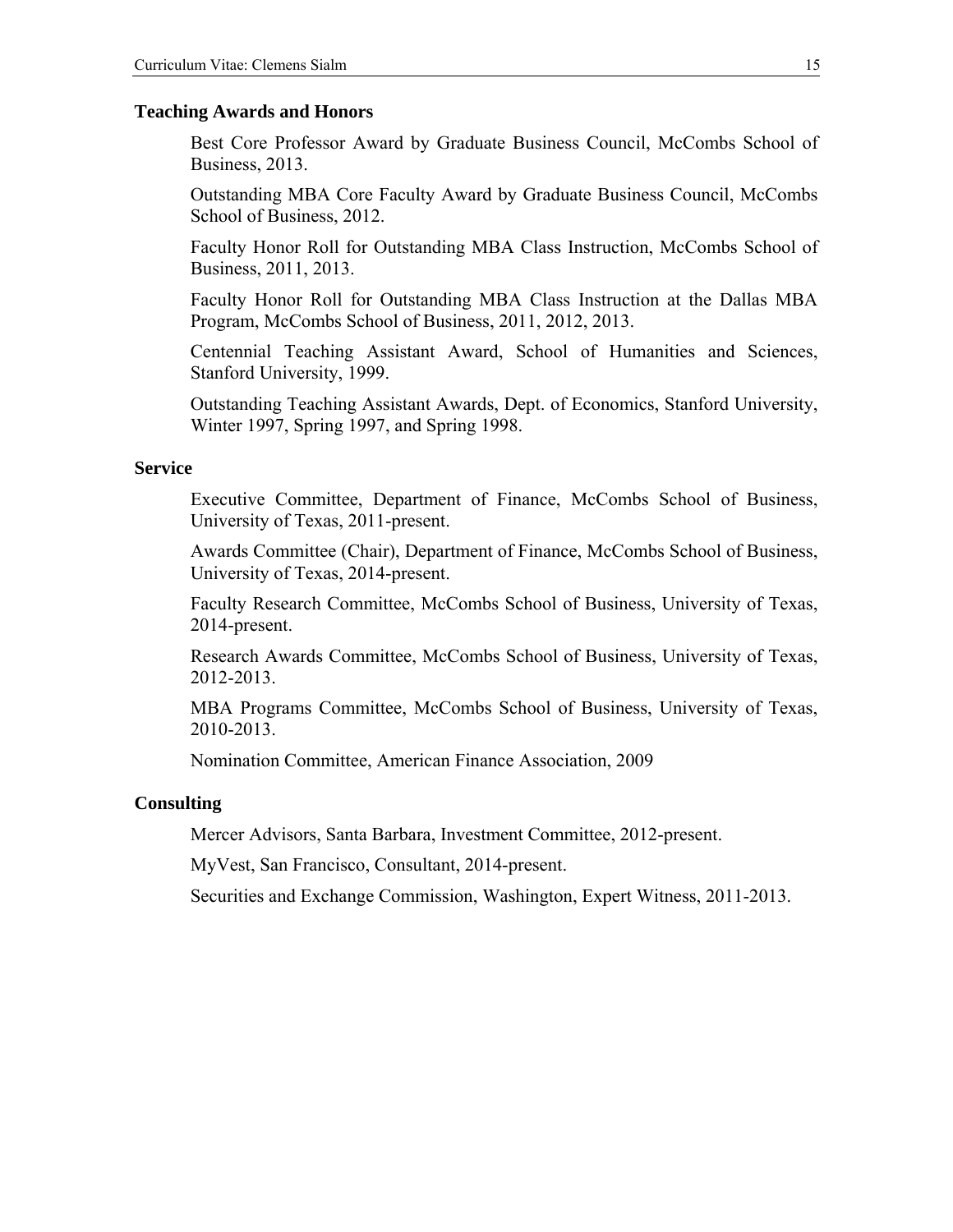## Teaching Awards and Honors

Best Core Professor Award by Graduate Business Council, McCombs School of Business, 2013.

Outstanding MBA Core Faculty Award by Graduate Business Council, McCombs School of Business, 2012.

Faculty Honor Roll for Outstanding MBA Class Instruction, McCombs School of Business, 2011, 2013.

Faculty Honor Roll for Outstanding MBA Class Instruction at the Dallas MBA Program, McCombs School of Business, 2011, 2012, 2013.

Centennial Teaching Assistant Award, School of Humanities and Sciences, Stanford University, 1999.

Outstanding Teaching Assistant Awards, Dept. of Economics, Stanford University, Winter 1997, Spring 1997, and Spring 1998.

## Service

Executive Committee, Department of Finance, McCombs School of Business, University of Texas, 2011-present.

Awards Committee (Chair), Department of Finance, McCombs School of Business, University of Texas, 2014-present.

Faculty Research Committee, McCombs School of Business, University of Texas, 2014-present.

Research Awards Committee, McCombs School of Business, University of Texas, 2012-2013.

MBA Programs Committee, McCombs School of Business, University of Texas, 2010-2013.

Nomination Committee, American Finance Association, 2009

## Consulting

Mercer Advisors, Santa Barbara, Investment Committee, 2012-present.

MyVest, San Francisco, Consultant, 2014-present.

Securities and Exchange Commission, Washington, Expert Witness, 2011-2013.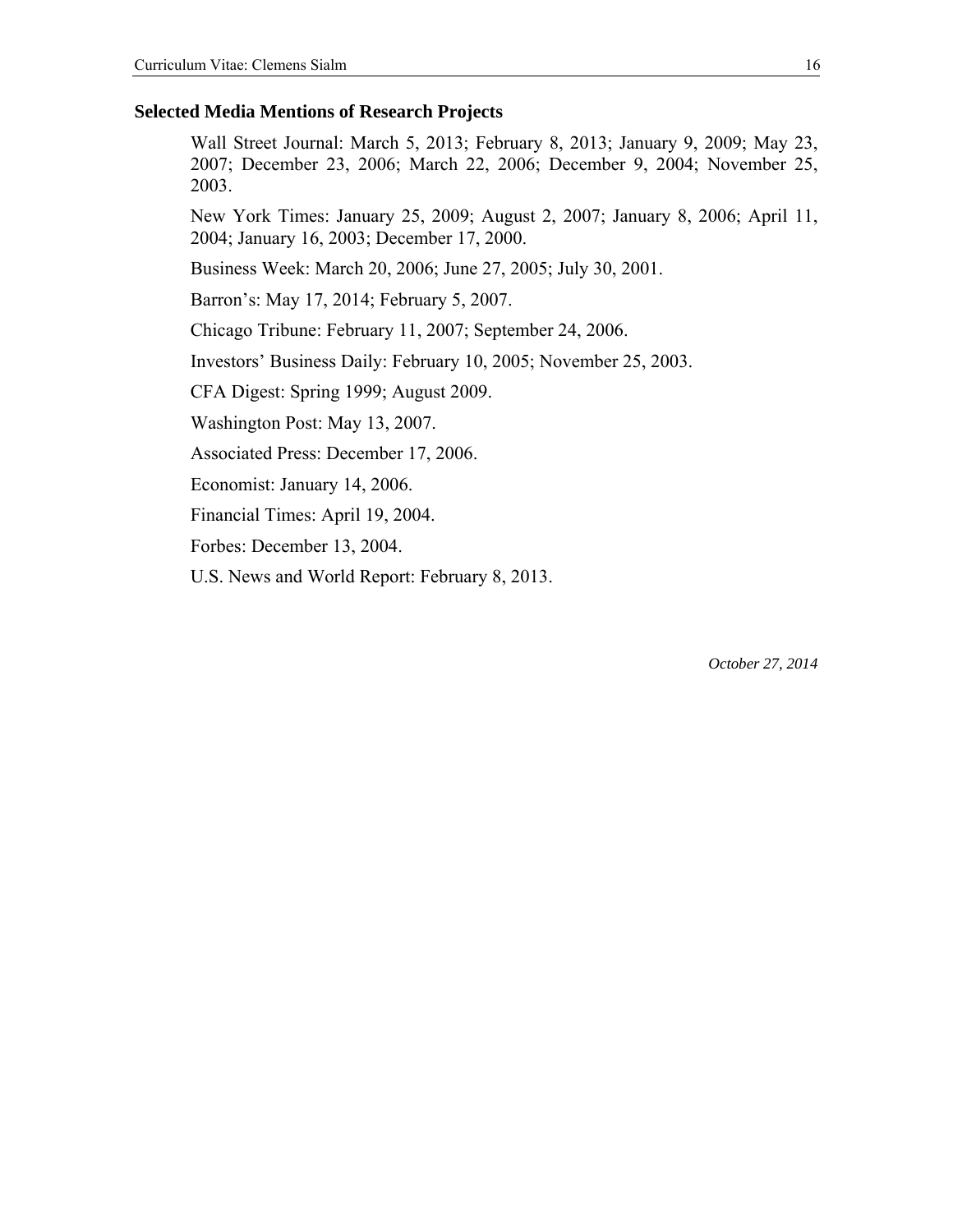### Selected Media Mentions of Research Projects

Wall Street Journal: March 5, 2013; February 8, 2013; January 9, 2009; May 23, 2007; December 23, 2006; March 22, 2006; December 9, 2004; November 25, 2003.

New York Times: January 25, 2009; August 2, 2007; January 8, 2006; April 11, 2004; January 16, 2003; December 17, 2000.

Business Week: March 20, 2006; June 27, 2005; July 30, 2001.

Barron's: May 17, 2014; February 5, 2007.

Chicago Tribune: February 11, 2007; September 24, 2006.

Investors' Business Daily: February 10, 2005; November 25, 2003.

CFA Digest: Spring 1999; August 2009.

Washington Post: May 13, 2007.

Associated Press: December 17, 2006.

Economist: January 14, 2006.

Financial Times: April 19, 2004.

Forbes: December 13, 2004.

U.S. News and World Report: February 8, 2013.

*October 27, 2014*